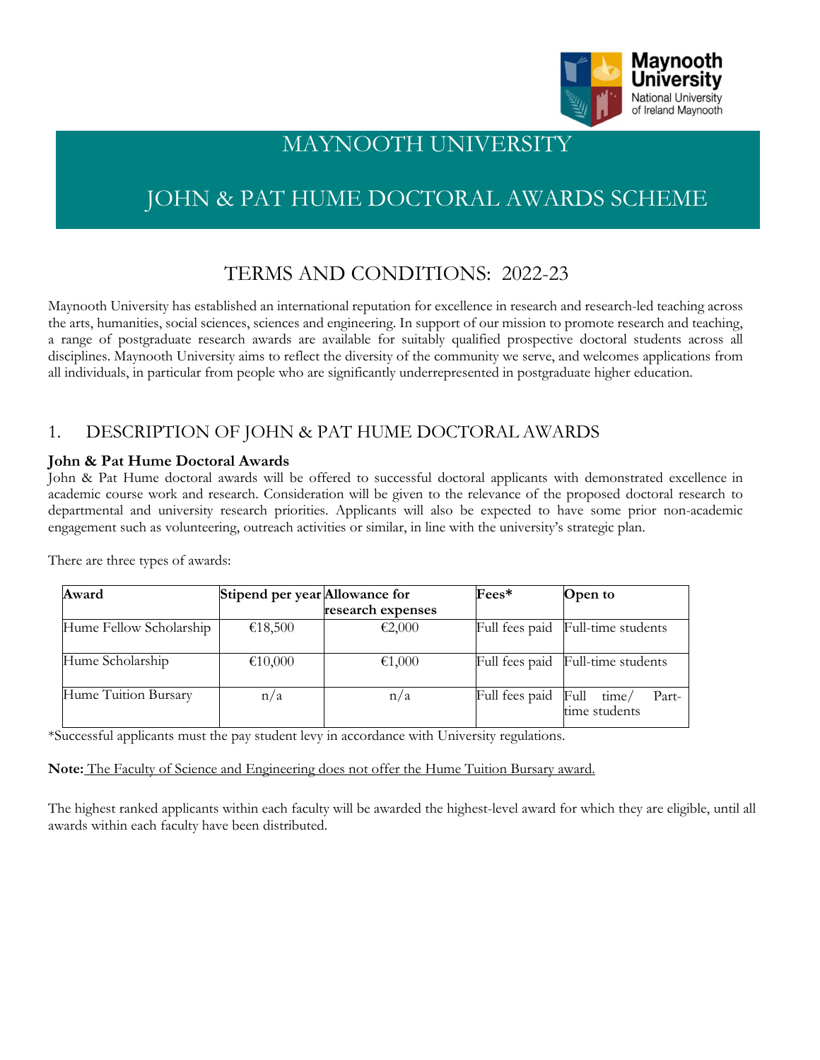# MAYNOOTH UNIVERSITY

# JOHN & PAT HUME DOCTORAL AWARDS SCHEME

## TERMS AND CONDITIONS: 2022-23

Maynooth University has established an international reputation for excellence in research and research-led teaching across the arts, humanities, social sciences, sciences and engineering. In support of our mission to promote research and teaching, a range of postgraduate research awards are available for suitably qualified prospective doctoral students across all disciplines. Maynooth University aims to reflect the diversity of the community we serve, and welcomes applications from all individuals, in particular from people who are significantly underrepresented in postgraduate higher education.

## 1. DESCRIPTION OF JOHN & PAT HUME DOCTORAL AWARDS

### John & Pat Hume Doctoral Awards

John & Pat Hume doctoral awards will be offered to successful doctoral applicants with demonstrated excellence in academic course work and research. Consideration will be given to the relevance of the proposed doctoral research to departmental and university research priorities. Applicants will also be expected to have some prior non-academic engagement such as volunteering, outreach activities or similar, in line with the university's strategic plan.

There are three types of awards:

| Award | Stipend per year | Allowance for research expenses | Fees* | Open to |
|---|---|---|---|---|
| Hume Fellow Scholarship | €18,500 | €2,000 | Full fees paid | Full-time students |
| Hume Scholarship | €10,000 | €1,000 | Full fees paid | Full-time students |
| Hume Tuition Bursary | n/a | n/a | Full fees paid | Full time/ Part-time students |

*Successful applicants must the pay student levy in accordance with University regulations.

**Note:** The Faculty of Science and Engineering does not offer the Hume Tuition Bursary award.

The highest ranked applicants within each faculty will be awarded the highest-level award for which they are eligible, until all awards within each faculty have been distributed.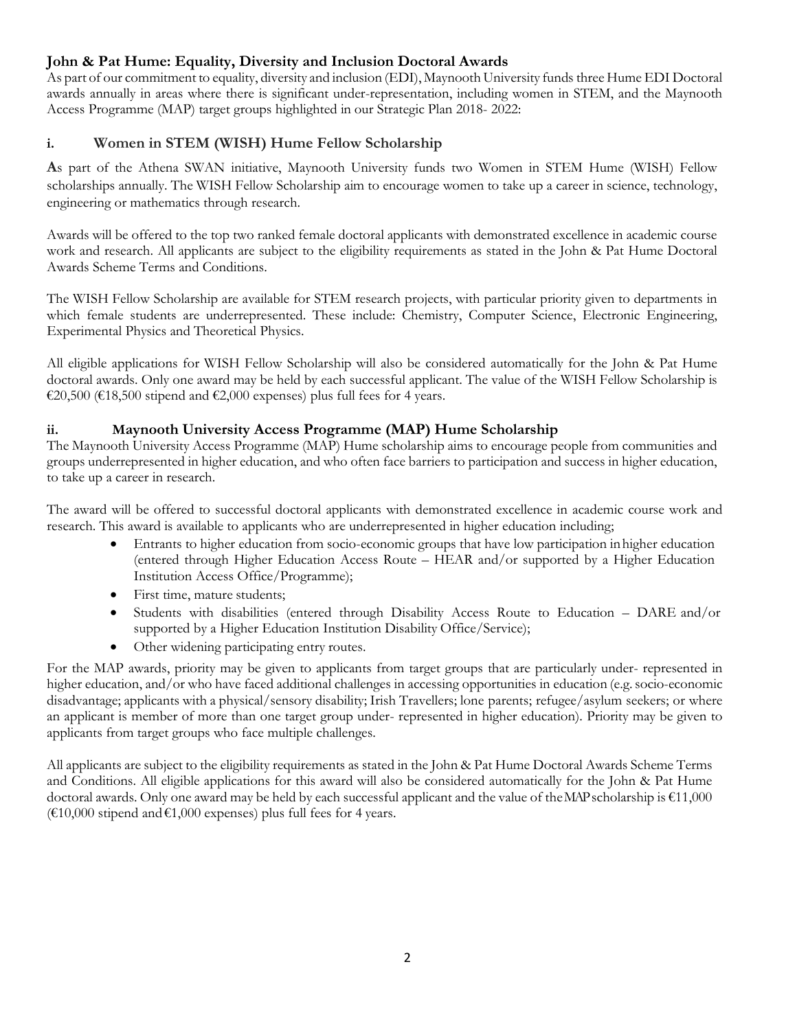## John & Pat Hume: Equality, Diversity and Inclusion Doctoral Awards

As part of our commitment to equality, diversity and inclusion (EDI), Maynooth University funds three Hume EDI Doctoral awards annually in areas where there is significant under-representation, including women in STEM, and the Maynooth Access Programme (MAP) target groups highlighted in our Strategic Plan 2018- 2022:

### i. Women in STEM (WISH) Hume Fellow Scholarship

As part of the Athena SWAN initiative, Maynooth University funds two Women in STEM Hume (WISH) Fellow scholarships annually. The WISH Fellow Scholarship aim to encourage women to take up a career in science, technology, engineering or mathematics through research.

Awards will be offered to the top two ranked female doctoral applicants with demonstrated excellence in academic course work and research. All applicants are subject to the eligibility requirements as stated in the John & Pat Hume Doctoral Awards Scheme Terms and Conditions.

The WISH Fellow Scholarship are available for STEM research projects, with particular priority given to departments in which female students are underrepresented. These include: Chemistry, Computer Science, Electronic Engineering, Experimental Physics and Theoretical Physics.

All eligible applications for WISH Fellow Scholarship will also be considered automatically for the John & Pat Hume doctoral awards. Only one award may be held by each successful applicant. The value of the WISH Fellow Scholarship is €20,500 (€18,500 stipend and €2,000 expenses) plus full fees for 4 years.

### ii. Maynooth University Access Programme (MAP) Hume Scholarship

The Maynooth University Access Programme (MAP) Hume scholarship aims to encourage people from communities and groups underrepresented in higher education, and who often face barriers to participation and success in higher education, to take up a career in research.

The award will be offered to successful doctoral applicants with demonstrated excellence in academic course work and research. This award is available to applicants who are underrepresented in higher education including;

- Entrants to higher education from socio-economic groups that have low participation in higher education (entered through Higher Education Access Route – HEAR and/or supported by a Higher Education Institution Access Office/Programme);
- First time, mature students;
- Students with disabilities (entered through Disability Access Route to Education – DARE and/or supported by a Higher Education Institution Disability Office/Service);
- Other widening participating entry routes.

For the MAP awards, priority may be given to applicants from target groups that are particularly under- represented in higher education, and/or who have faced additional challenges in accessing opportunities in education (e.g. socio-economic disadvantage; applicants with a physical/sensory disability; Irish Travellers; lone parents; refugee/asylum seekers; or where an applicant is member of more than one target group under- represented in higher education). Priority may be given to applicants from target groups who face multiple challenges.

All applicants are subject to the eligibility requirements as stated in the John & Pat Hume Doctoral Awards Scheme Terms and Conditions. All eligible applications for this award will also be considered automatically for the John & Pat Hume doctoral awards. Only one award may be held by each successful applicant and the value of the MAP scholarship is €11,000 (€10,000 stipend and €1,000 expenses) plus full fees for 4 years.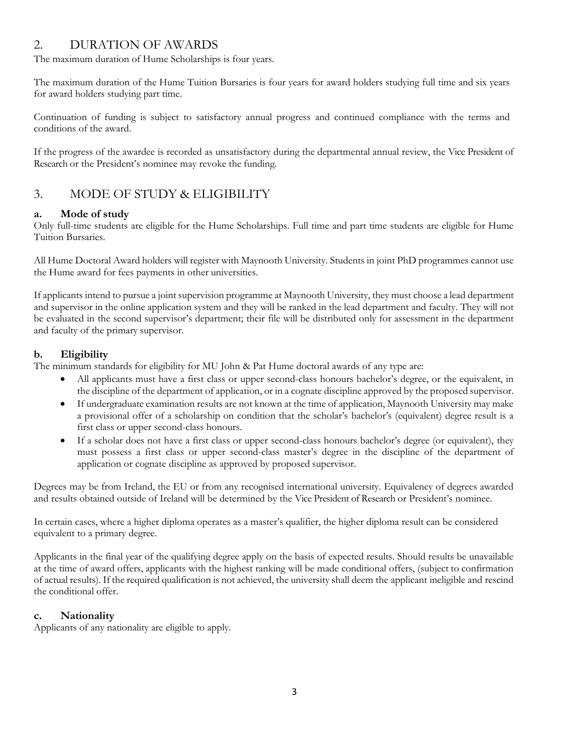## 2. DURATION OF AWARDS

The maximum duration of Hume Scholarships is four years.

The maximum duration of the Hume Tuition Bursaries is four years for award holders studying full time and six years for award holders studying part time.

Continuation of funding is subject to satisfactory annual progress and continued compliance with the terms and conditions of the award.

If the progress of the awardee is recorded as unsatisfactory during the departmental annual review, the Vice President of Research or the President's nominee may revoke the funding.

## 3. MODE OF STUDY & ELIGIBILITY

### a. Mode of study

Only full-time students are eligible for the Hume Scholarships. Full time and part time students are eligible for Hume Tuition Bursaries.

All Hume Doctoral Award holders will register with Maynooth University. Students in joint PhD programmes cannot use the Hume award for fees payments in other universities.

If applicants intend to pursue a joint supervision programme at Maynooth University, they must choose a lead department and supervisor in the online application system and they will be ranked in the lead department and faculty. They will not be evaluated in the second supervisor's department; their file will be distributed only for assessment in the department and faculty of the primary supervisor.

### b. Eligibility

The minimum standards for eligibility for MU John & Pat Hume doctoral awards of any type are:

- All applicants must have a first class or upper second-class honours bachelor's degree, or the equivalent, in the discipline of the department of application, or in a cognate discipline approved by the proposed supervisor.
- If undergraduate examination results are not known at the time of application, Maynooth University may make a provisional offer of a scholarship on condition that the scholar's bachelor's (equivalent) degree result is a first class or upper second-class honours.
- If a scholar does not have a first class or upper second-class honours bachelor's degree (or equivalent), they must possess a first class or upper second-class master's degree in the discipline of the department of application or cognate discipline as approved by proposed supervisor.

Degrees may be from Ireland, the EU or from any recognised international university. Equivalency of degrees awarded and results obtained outside of Ireland will be determined by the Vice President of Research or President's nominee.

In certain cases, where a higher diploma operates as a master's qualifier, the higher diploma result can be considered equivalent to a primary degree.

Applicants in the final year of the qualifying degree apply on the basis of expected results. Should results be unavailable at the time of award offers, applicants with the highest ranking will be made conditional offers, (subject to confirmation of actual results). If the required qualification is not achieved, the university shall deem the applicant ineligible and rescind the conditional offer.

### c. Nationality

Applicants of any nationality are eligible to apply.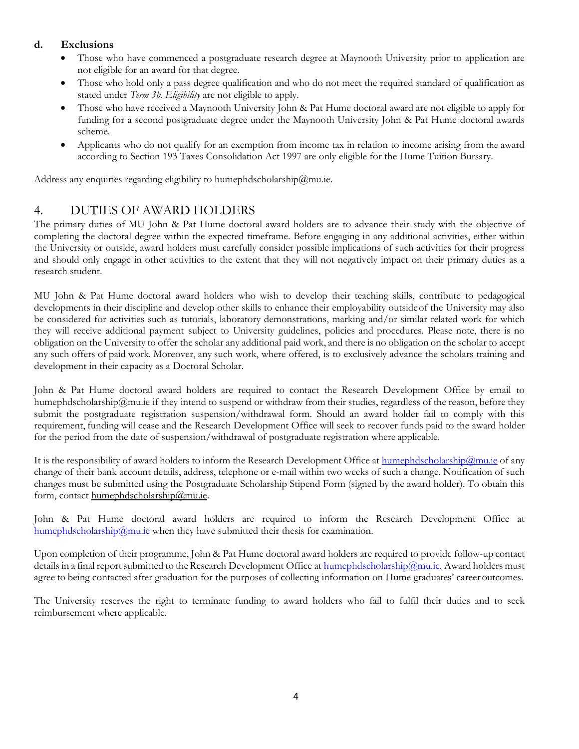**d. Exclusions**

- Those who have commenced a postgraduate research degree at Maynooth University prior to application are not eligible for an award for that degree.
- Those who hold only a pass degree qualification and who do not meet the required standard of qualification as stated under *Term 3b. Eligibility* are not eligible to apply.
- Those who have received a Maynooth University John & Pat Hume doctoral award are not eligible to apply for funding for a second postgraduate degree under the Maynooth University John & Pat Hume doctoral awards scheme.
- Applicants who do not qualify for an exemption from income tax in relation to income arising from the award according to Section 193 Taxes Consolidation Act 1997 are only eligible for the Hume Tuition Bursary.

Address any enquiries regarding eligibility to humephdscholarship@mu.ie.

## 4. DUTIES OF AWARD HOLDERS

The primary duties of MU John & Pat Hume doctoral award holders are to advance their study with the objective of completing the doctoral degree within the expected timeframe. Before engaging in any additional activities, either within the University or outside, award holders must carefully consider possible implications of such activities for their progress and should only engage in other activities to the extent that they will not negatively impact on their primary duties as a research student.

MU John & Pat Hume doctoral award holders who wish to develop their teaching skills, contribute to pedagogical developments in their discipline and develop other skills to enhance their employability outside of the University may also be considered for activities such as tutorials, laboratory demonstrations, marking and/or similar related work for which they will receive additional payment subject to University guidelines, policies and procedures. Please note, there is no obligation on the University to offer the scholar any additional paid work, and there is no obligation on the scholar to accept any such offers of paid work. Moreover, any such work, where offered, is to exclusively advance the scholars training and development in their capacity as a Doctoral Scholar.

John & Pat Hume doctoral award holders are required to contact the Research Development Office by email to humephdscholarship@mu.ie if they intend to suspend or withdraw from their studies, regardless of the reason, before they submit the postgraduate registration suspension/withdrawal form. Should an award holder fail to comply with this requirement, funding will cease and the Research Development Office will seek to recover funds paid to the award holder for the period from the date of suspension/withdrawal of postgraduate registration where applicable.

It is the responsibility of award holders to inform the Research Development Office at humephdscholarship@mu.ie of any change of their bank account details, address, telephone or e-mail within two weeks of such a change. Notification of such changes must be submitted using the Postgraduate Scholarship Stipend Form (signed by the award holder). To obtain this form, contact humephdscholarship@mu.ie.

John & Pat Hume doctoral award holders are required to inform the Research Development Office at humephdscholarship@mu.ie when they have submitted their thesis for examination.

Upon completion of their programme, John & Pat Hume doctoral award holders are required to provide follow-up contact details in a final report submitted to the Research Development Office at humephdscholarship@mu.ie. Award holders must agree to being contacted after graduation for the purposes of collecting information on Hume graduates' career outcomes.

The University reserves the right to terminate funding to award holders who fail to fulfil their duties and to seek reimbursement where applicable.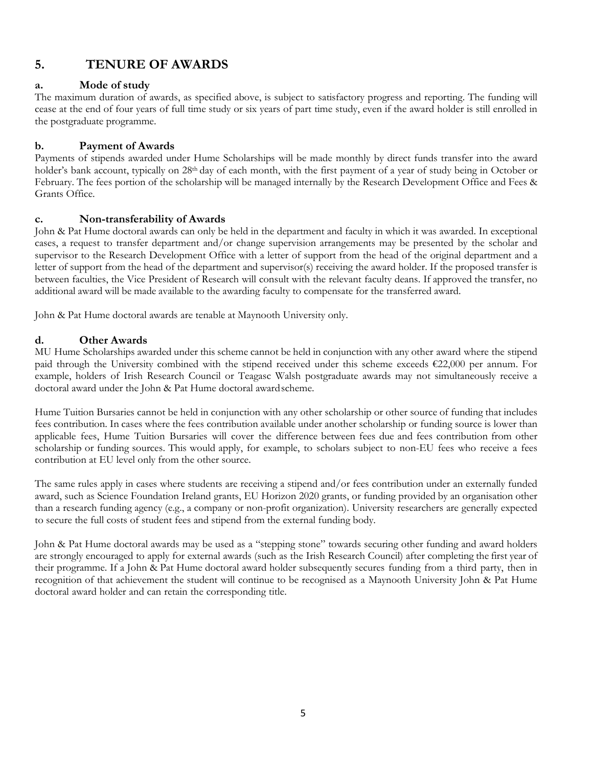## 5. TENURE OF AWARDS

### a. Mode of study

The maximum duration of awards, as specified above, is subject to satisfactory progress and reporting. The funding will cease at the end of four years of full time study or six years of part time study, even if the award holder is still enrolled in the postgraduate programme.

### b. Payment of Awards

Payments of stipends awarded under Hume Scholarships will be made monthly by direct funds transfer into the award holder's bank account, typically on 28th day of each month, with the first payment of a year of study being in October or February. The fees portion of the scholarship will be managed internally by the Research Development Office and Fees & Grants Office.

### c. Non-transferability of Awards

John & Pat Hume doctoral awards can only be held in the department and faculty in which it was awarded. In exceptional cases, a request to transfer department and/or change supervision arrangements may be presented by the scholar and supervisor to the Research Development Office with a letter of support from the head of the original department and a letter of support from the head of the department and supervisor(s) receiving the award holder. If the proposed transfer is between faculties, the Vice President of Research will consult with the relevant faculty deans. If approved the transfer, no additional award will be made available to the awarding faculty to compensate for the transferred award.

John & Pat Hume doctoral awards are tenable at Maynooth University only.

### d. Other Awards

MU Hume Scholarships awarded under this scheme cannot be held in conjunction with any other award where the stipend paid through the University combined with the stipend received under this scheme exceeds €22,000 per annum. For example, holders of Irish Research Council or Teagasc Walsh postgraduate awards may not simultaneously receive a doctoral award under the John & Pat Hume doctoral award scheme.

Hume Tuition Bursaries cannot be held in conjunction with any other scholarship or other source of funding that includes fees contribution. In cases where the fees contribution available under another scholarship or funding source is lower than applicable fees, Hume Tuition Bursaries will cover the difference between fees due and fees contribution from other scholarship or funding sources. This would apply, for example, to scholars subject to non-EU fees who receive a fees contribution at EU level only from the other source.

The same rules apply in cases where students are receiving a stipend and/or fees contribution under an externally funded award, such as Science Foundation Ireland grants, EU Horizon 2020 grants, or funding provided by an organisation other than a research funding agency (e.g., a company or non-profit organization). University researchers are generally expected to secure the full costs of student fees and stipend from the external funding body.

John & Pat Hume doctoral awards may be used as a "stepping stone" towards securing other funding and award holders are strongly encouraged to apply for external awards (such as the Irish Research Council) after completing the first year of their programme. If a John & Pat Hume doctoral award holder subsequently secures funding from a third party, then in recognition of that achievement the student will continue to be recognised as a Maynooth University John & Pat Hume doctoral award holder and can retain the corresponding title.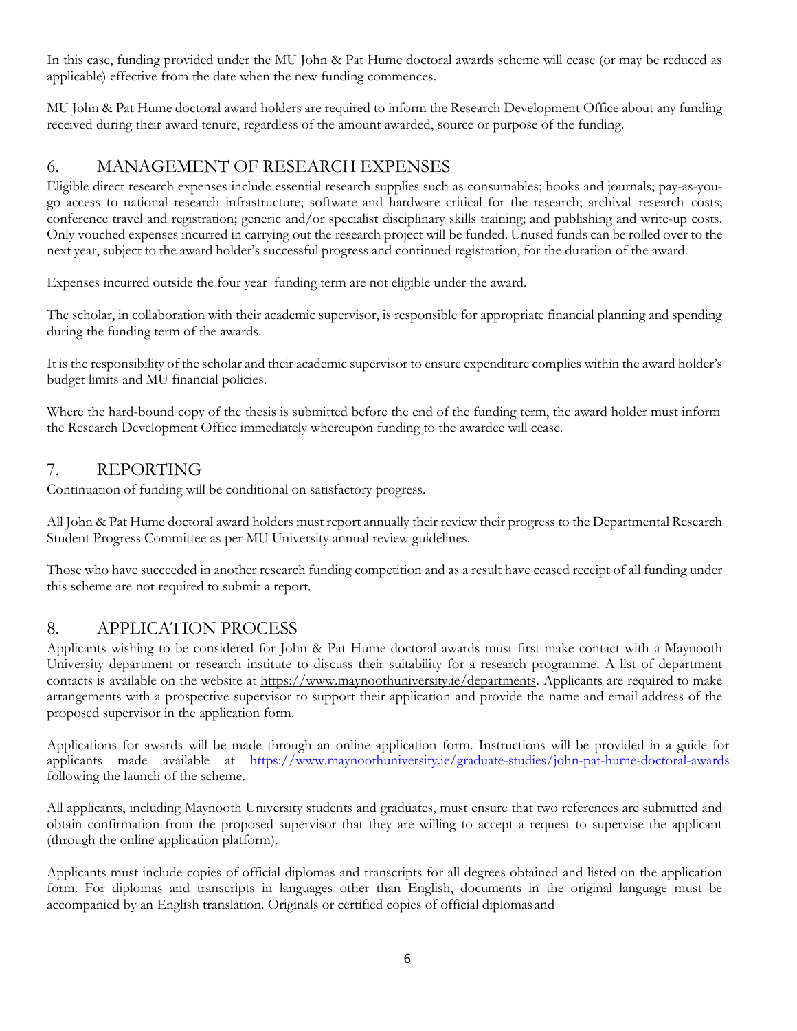In this case, funding provided under the MU John & Pat Hume doctoral awards scheme will cease (or may be reduced as applicable) effective from the date when the new funding commences.

MU John & Pat Hume doctoral award holders are required to inform the Research Development Office about any funding received during their award tenure, regardless of the amount awarded, source or purpose of the funding.

## 6. MANAGEMENT OF RESEARCH EXPENSES

Eligible direct research expenses include essential research supplies such as consumables; books and journals; pay-as-you-go access to national research infrastructure; software and hardware critical for the research; archival research costs; conference travel and registration; generic and/or specialist disciplinary skills training; and publishing and write-up costs. Only vouched expenses incurred in carrying out the research project will be funded. Unused funds can be rolled over to the next year, subject to the award holder's successful progress and continued registration, for the duration of the award.

Expenses incurred outside the four year funding term are not eligible under the award.

The scholar, in collaboration with their academic supervisor, is responsible for appropriate financial planning and spending during the funding term of the awards.

It is the responsibility of the scholar and their academic supervisor to ensure expenditure complies within the award holder's budget limits and MU financial policies.

Where the hard-bound copy of the thesis is submitted before the end of the funding term, the award holder must inform the Research Development Office immediately whereupon funding to the awardee will cease.

## 7. REPORTING

Continuation of funding will be conditional on satisfactory progress.

All John & Pat Hume doctoral award holders must report annually their review their progress to the Departmental Research Student Progress Committee as per MU University annual review guidelines.

Those who have succeeded in another research funding competition and as a result have ceased receipt of all funding under this scheme are not required to submit a report.

## 8. APPLICATION PROCESS

Applicants wishing to be considered for John & Pat Hume doctoral awards must first make contact with a Maynooth University department or research institute to discuss their suitability for a research programme. A list of department contacts is available on the website at https://www.maynoothuniversity.ie/departments. Applicants are required to make arrangements with a prospective supervisor to support their application and provide the name and email address of the proposed supervisor in the application form.

Applications for awards will be made through an online application form. Instructions will be provided in a guide for applicants made available at https://www.maynoothuniversity.ie/graduate-studies/john-pat-hume-doctoral-awards following the launch of the scheme.

All applicants, including Maynooth University students and graduates, must ensure that two references are submitted and obtain confirmation from the proposed supervisor that they are willing to accept a request to supervise the applicant (through the online application platform).

Applicants must include copies of official diplomas and transcripts for all degrees obtained and listed on the application form. For diplomas and transcripts in languages other than English, documents in the original language must be accompanied by an English translation. Originals or certified copies of official diplomas and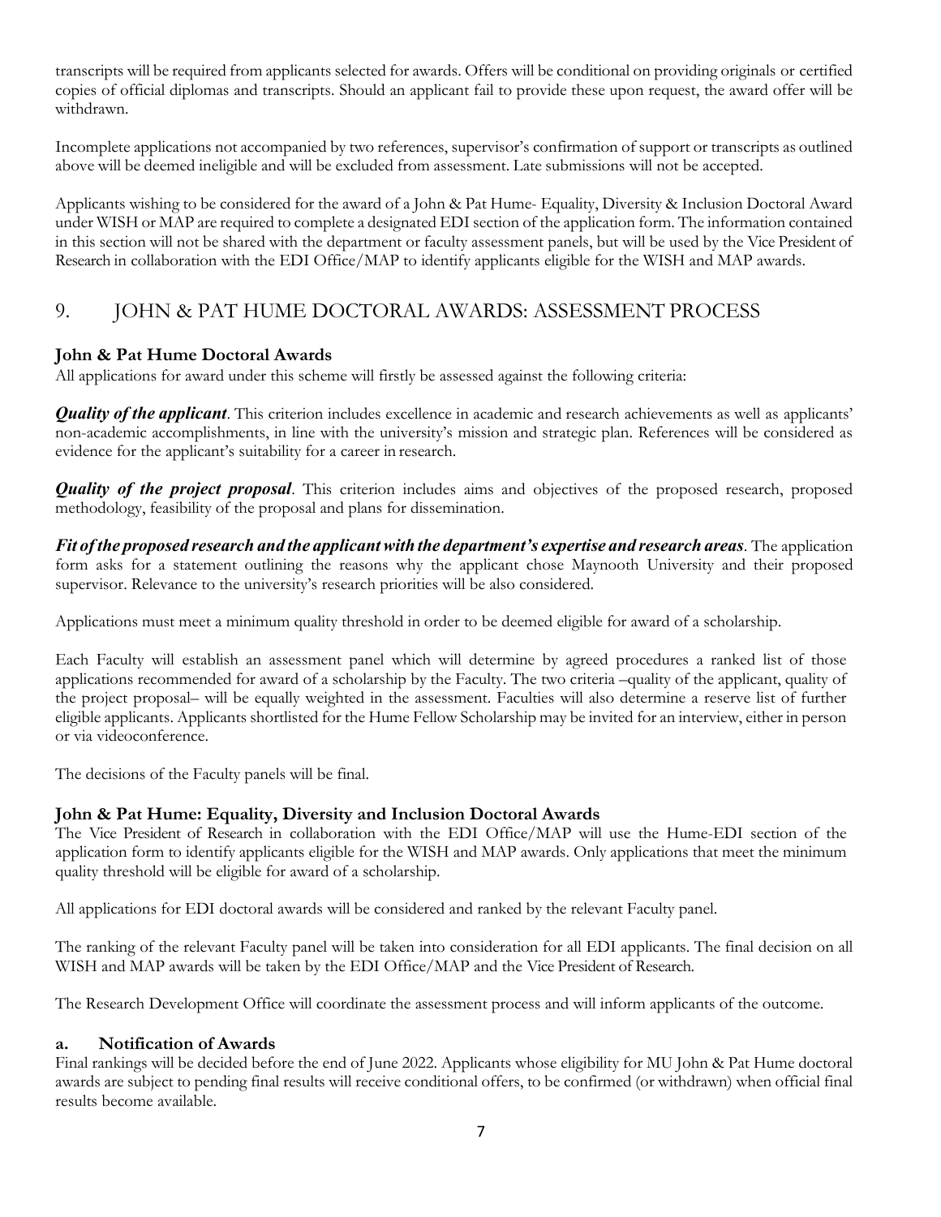transcripts will be required from applicants selected for awards. Offers will be conditional on providing originals or certified copies of official diplomas and transcripts. Should an applicant fail to provide these upon request, the award offer will be withdrawn.

Incomplete applications not accompanied by two references, supervisor's confirmation of support or transcripts as outlined above will be deemed ineligible and will be excluded from assessment. Late submissions will not be accepted.

Applicants wishing to be considered for the award of a John & Pat Hume- Equality, Diversity & Inclusion Doctoral Award under WISH or MAP are required to complete a designated EDI section of the application form. The information contained in this section will not be shared with the department or faculty assessment panels, but will be used by the Vice President of Research in collaboration with the EDI Office/MAP to identify applicants eligible for the WISH and MAP awards.

## 9. JOHN & PAT HUME DOCTORAL AWARDS: ASSESSMENT PROCESS

### John & Pat Hume Doctoral Awards

All applications for award under this scheme will firstly be assessed against the following criteria:

***Quality of the applicant***. This criterion includes excellence in academic and research achievements as well as applicants' non-academic accomplishments, in line with the university's mission and strategic plan. References will be considered as evidence for the applicant's suitability for a career in research.

***Quality of the project proposal***. This criterion includes aims and objectives of the proposed research, proposed methodology, feasibility of the proposal and plans for dissemination.

***Fit of the proposed research and the applicant with the department's expertise and research areas***. The application form asks for a statement outlining the reasons why the applicant chose Maynooth University and their proposed supervisor. Relevance to the university's research priorities will be also considered.

Applications must meet a minimum quality threshold in order to be deemed eligible for award of a scholarship.

Each Faculty will establish an assessment panel which will determine by agreed procedures a ranked list of those applications recommended for award of a scholarship by the Faculty. The two criteria –quality of the applicant, quality of the project proposal– will be equally weighted in the assessment. Faculties will also determine a reserve list of further eligible applicants. Applicants shortlisted for the Hume Fellow Scholarship may be invited for an interview, either in person or via videoconference.

The decisions of the Faculty panels will be final.

### John & Pat Hume: Equality, Diversity and Inclusion Doctoral Awards

The Vice President of Research in collaboration with the EDI Office/MAP will use the Hume-EDI section of the application form to identify applicants eligible for the WISH and MAP awards. Only applications that meet the minimum quality threshold will be eligible for award of a scholarship.

All applications for EDI doctoral awards will be considered and ranked by the relevant Faculty panel.

The ranking of the relevant Faculty panel will be taken into consideration for all EDI applicants. The final decision on all WISH and MAP awards will be taken by the EDI Office/MAP and the Vice President of Research.

The Research Development Office will coordinate the assessment process and will inform applicants of the outcome.

### a. Notification of Awards

Final rankings will be decided before the end of June 2022. Applicants whose eligibility for MU John & Pat Hume doctoral awards are subject to pending final results will receive conditional offers, to be confirmed (or withdrawn) when official final results become available.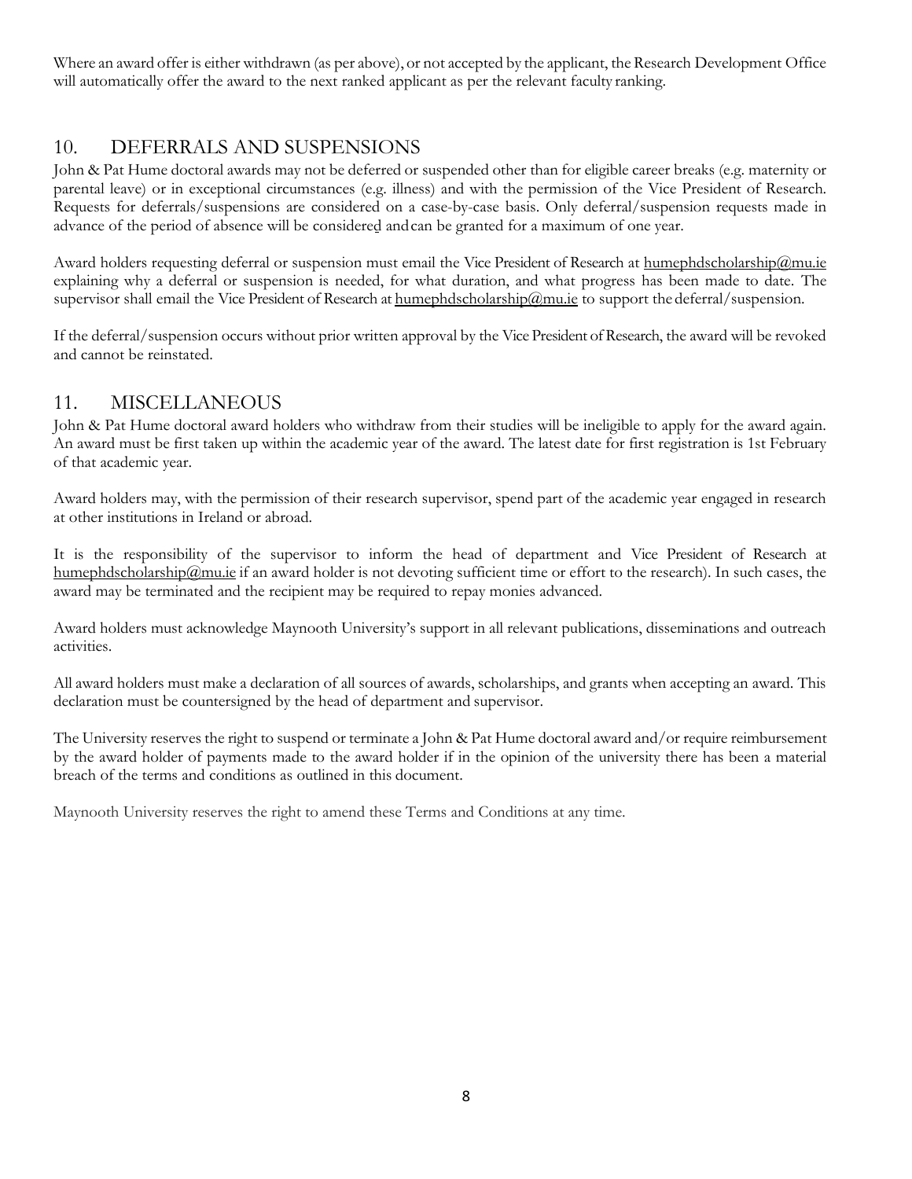Where an award offer is either withdrawn (as per above), or not accepted by the applicant, the Research Development Office will automatically offer the award to the next ranked applicant as per the relevant faculty ranking.

## 10. DEFERRALS AND SUSPENSIONS

John & Pat Hume doctoral awards may not be deferred or suspended other than for eligible career breaks (e.g. maternity or parental leave) or in exceptional circumstances (e.g. illness) and with the permission of the Vice President of Research. Requests for deferrals/suspensions are considered on a case-by-case basis. Only deferral/suspension requests made in advance of the period of absence will be considered and can be granted for a maximum of one year.

Award holders requesting deferral or suspension must email the Vice President of Research at humephdscholarship@mu.ie explaining why a deferral or suspension is needed, for what duration, and what progress has been made to date. The supervisor shall email the Vice President of Research at humephdscholarship@mu.ie to support the deferral/suspension.

If the deferral/suspension occurs without prior written approval by the Vice President of Research, the award will be revoked and cannot be reinstated.

## 11. MISCELLANEOUS

John & Pat Hume doctoral award holders who withdraw from their studies will be ineligible to apply for the award again. An award must be first taken up within the academic year of the award. The latest date for first registration is 1st February of that academic year.

Award holders may, with the permission of their research supervisor, spend part of the academic year engaged in research at other institutions in Ireland or abroad.

It is the responsibility of the supervisor to inform the head of department and Vice President of Research at humephdscholarship@mu.ie if an award holder is not devoting sufficient time or effort to the research). In such cases, the award may be terminated and the recipient may be required to repay monies advanced.

Award holders must acknowledge Maynooth University's support in all relevant publications, disseminations and outreach activities.

All award holders must make a declaration of all sources of awards, scholarships, and grants when accepting an award. This declaration must be countersigned by the head of department and supervisor.

The University reserves the right to suspend or terminate a John & Pat Hume doctoral award and/or require reimbursement by the award holder of payments made to the award holder if in the opinion of the university there has been a material breach of the terms and conditions as outlined in this document.

Maynooth University reserves the right to amend these Terms and Conditions at any time.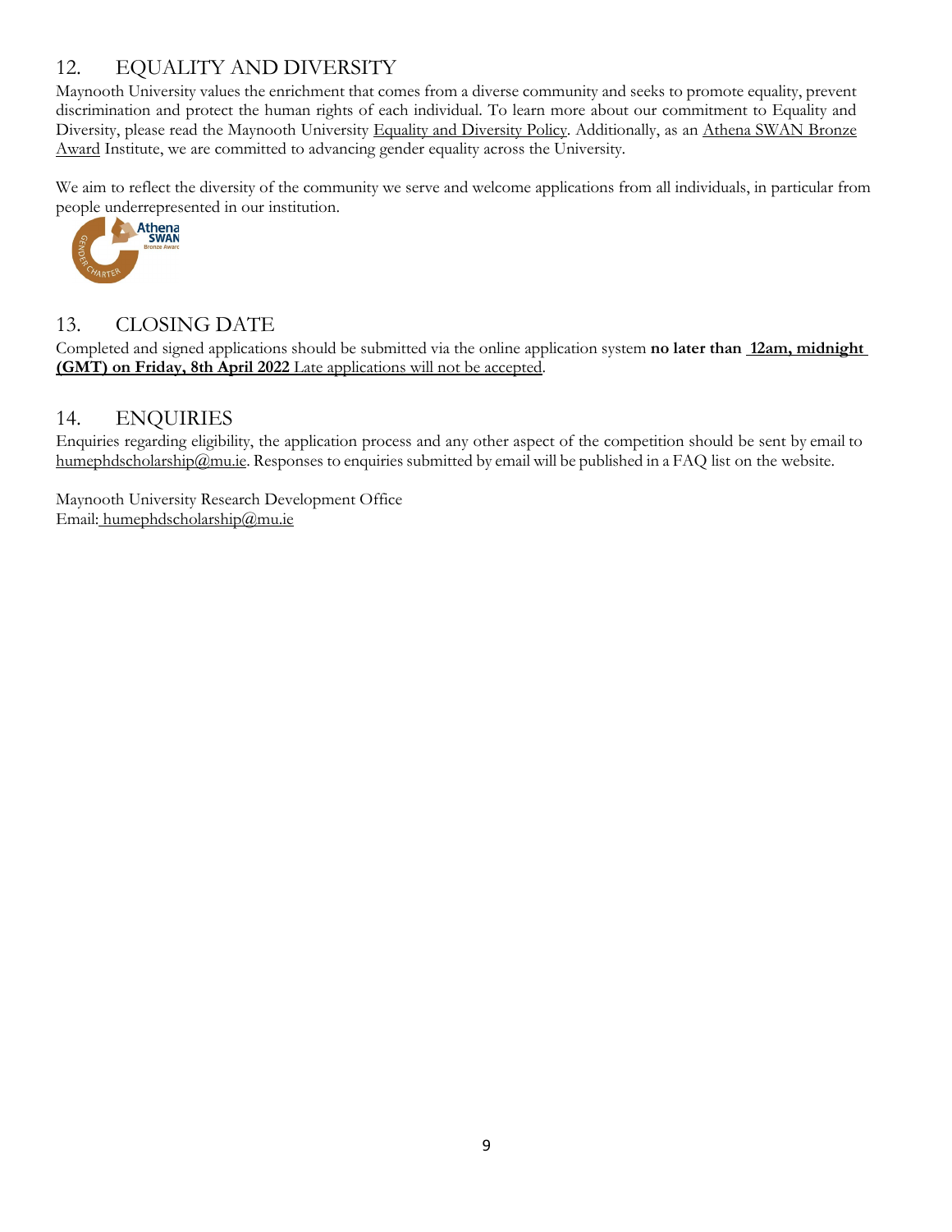## 12. EQUALITY AND DIVERSITY

Maynooth University values the enrichment that comes from a diverse community and seeks to promote equality, prevent discrimination and protect the human rights of each individual. To learn more about our commitment to Equality and Diversity, please read the Maynooth University Equality and Diversity Policy. Additionally, as an Athena SWAN Bronze Award Institute, we are committed to advancing gender equality across the University.

We aim to reflect the diversity of the community we serve and welcome applications from all individuals, in particular from people underrepresented in our institution.

## 13. CLOSING DATE

Completed and signed applications should be submitted via the online application system **no later than 12am, midnight (GMT) on Friday, 8th April 2022** Late applications will not be accepted.

## 14. ENQUIRIES

Enquiries regarding eligibility, the application process and any other aspect of the competition should be sent by email to humephdscholarship@mu.ie. Responses to enquiries submitted by email will be published in a FAQ list on the website.

Maynooth University Research Development Office
Email: humephdscholarship@mu.ie